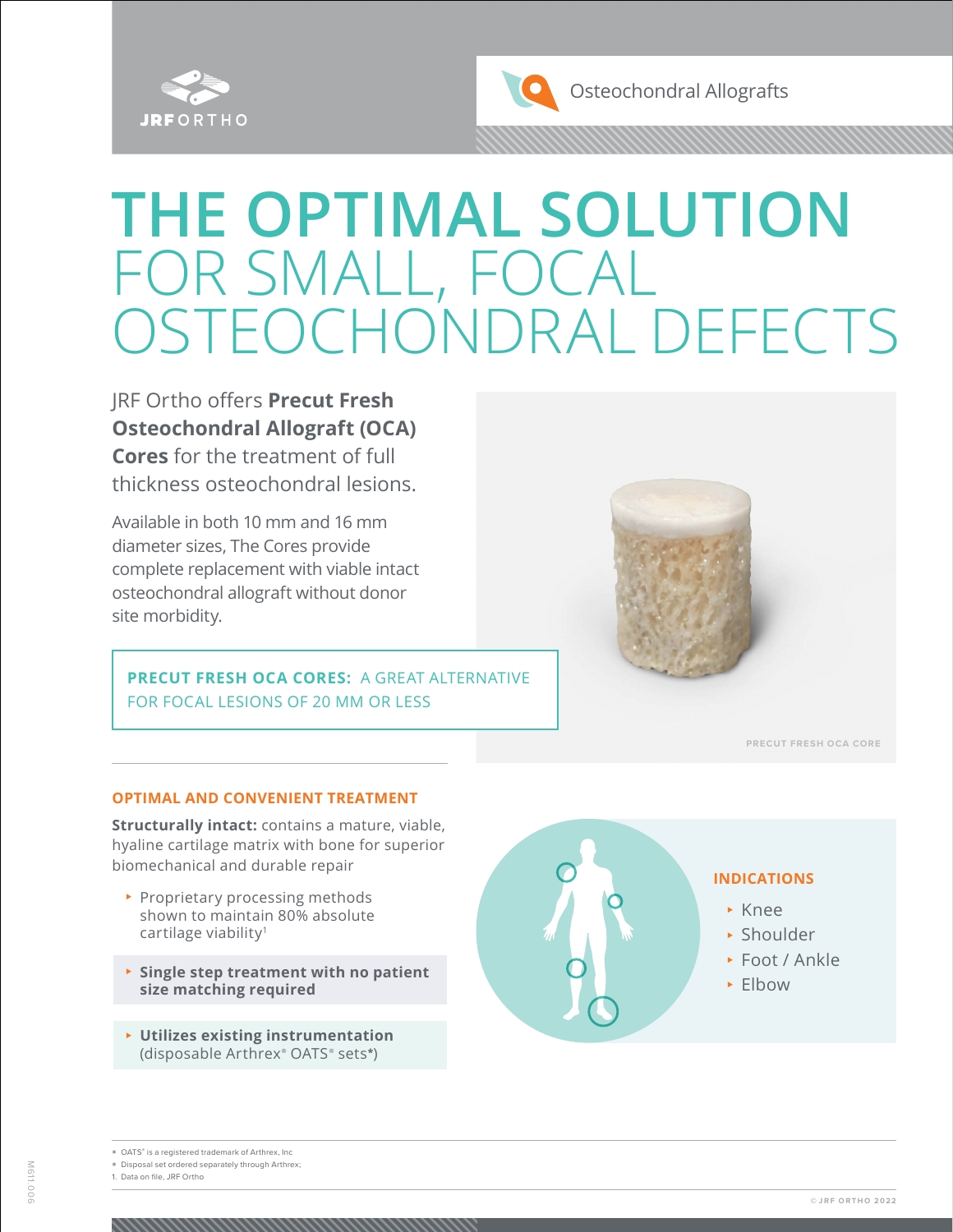JRF ORTHO

Osteochondral Allografts

# THE OPTIMAL SOLUTION FOR SMALL, FOCAL OSTEOCHONDRAL DEFECTS

JRF Ortho offers **Precut Fresh Osteochondral Allograft (OCA) Cores** for the treatment of full thickness osteochondral lesions.

Available in both 10 mm and 16 mm diameter sizes, The Cores provide complete replacement with viable intact osteochondral allograft without donor site morbidity.

**PRECUT FRESH OCA CORES:** A GREAT ALTERNATIVE FOR FOCAL LESIONS OF 20 MM OR LESS

PRECUT FRESH OCA CORE

## OPTIMAL AND CONVENIENT TREATMENT

**Structurally intact:** contains a mature, viable, hyaline cartilage matrix with bone for superior biomechanical and durable repair

- Proprietary processing methods shown to maintain 80% absolute cartilage viability[1]
- **Single step treatment with no patient size matching required**
- **Utilizes existing instrumentation** (disposable Arthrex® OATS® sets*)

## INDICATIONS

- Knee
- Shoulder
- Foot / Ankle
- Elbow

* OATS® is a registered trademark of Arthrex, Inc
* Disposal set ordered separately through Arthrex;
1. Data on file, JRF Ortho

© JRF ORTHO 2022

M611.006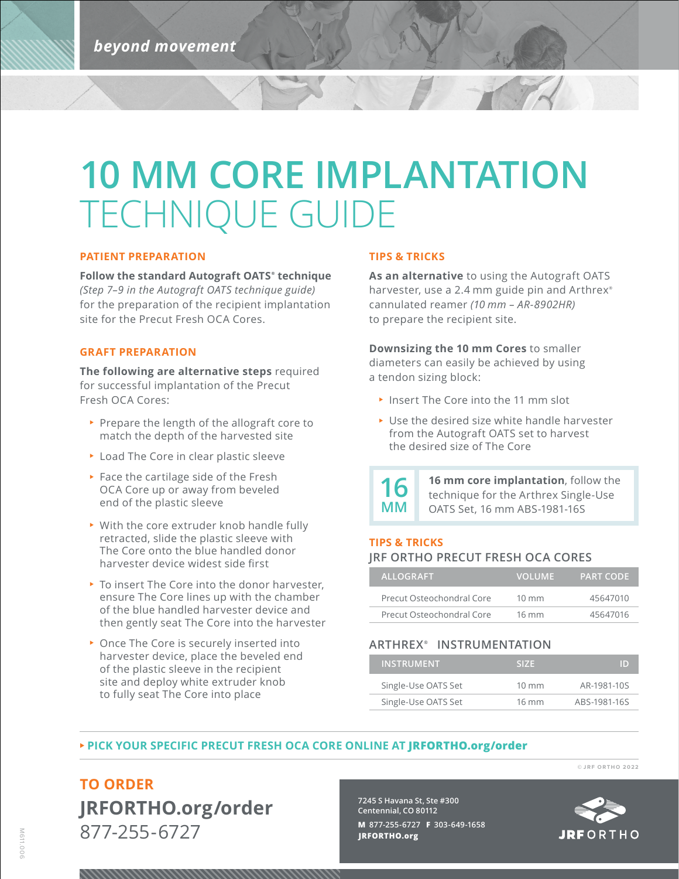beyond movement

# 10 MM CORE IMPLANTATION TECHNIQUE GUIDE

## PATIENT PREPARATION

**Follow the standard Autograft OATS® technique** *(Step 7–9 in the Autograft OATS technique guide)* for the preparation of the recipient implantation site for the Precut Fresh OCA Cores.

## GRAFT PREPARATION

**The following are alternative steps** required for successful implantation of the Precut Fresh OCA Cores:

- Prepare the length of the allograft core to match the depth of the harvested site
- Load The Core in clear plastic sleeve
- Face the cartilage side of the Fresh OCA Core up or away from beveled end of the plastic sleeve
- With the core extruder knob handle fully retracted, slide the plastic sleeve with The Core onto the blue handled donor harvester device widest side first
- To insert The Core into the donor harvester, ensure The Core lines up with the chamber of the blue handled harvester device and then gently seat The Core into the harvester
- Once The Core is securely inserted into harvester device, place the beveled end of the plastic sleeve in the recipient site and deploy white extruder knob to fully seat The Core into place

## TIPS & TRICKS

**As an alternative** to using the Autograft OATS harvester, use a 2.4 mm guide pin and Arthrex® cannulated reamer *(10 mm – AR-8902HR)* to prepare the recipient site.

**Downsizing the 10 mm Cores** to smaller diameters can easily be achieved by using a tendon sizing block:

- Insert The Core into the 11 mm slot
- Use the desired size white handle harvester from the Autograft OATS set to harvest the desired size of The Core

**16 MM**

**16 mm core implantation**, follow the technique for the Arthrex Single-Use OATS Set, 16 mm ABS-1981-16S

## TIPS & TRICKS

### JRF ORTHO PRECUT FRESH OCA CORES

| ALLOGRAFT | VOLUME | PART CODE |
|---|---|---|
| Precut Osteochondral Core | 10 mm | 45647010 |
| Precut Osteochondral Core | 16 mm | 45647016 |

### ARTHREX® INSTRUMENTATION

| INSTRUMENT | SIZE | ID |
|---|---|---|
| Single-Use OATS Set | 10 mm | AR-1981-10S |
| Single-Use OATS Set | 16 mm | ABS-1981-16S |

▸ **PICK YOUR SPECIFIC PRECUT FRESH OCA CORE ONLINE AT JRFORTHO.org/order**

© JRF ORTHO 2022

## TO ORDER

**JRFORTHO.org/order**
877-255-6727

7245 S Havana St, Ste #300
Centennial, CO 80112
**M** 877-255-6727 **F** 303-649-1658
**JRFORTHO.org**

JRFORTHO

M611.006